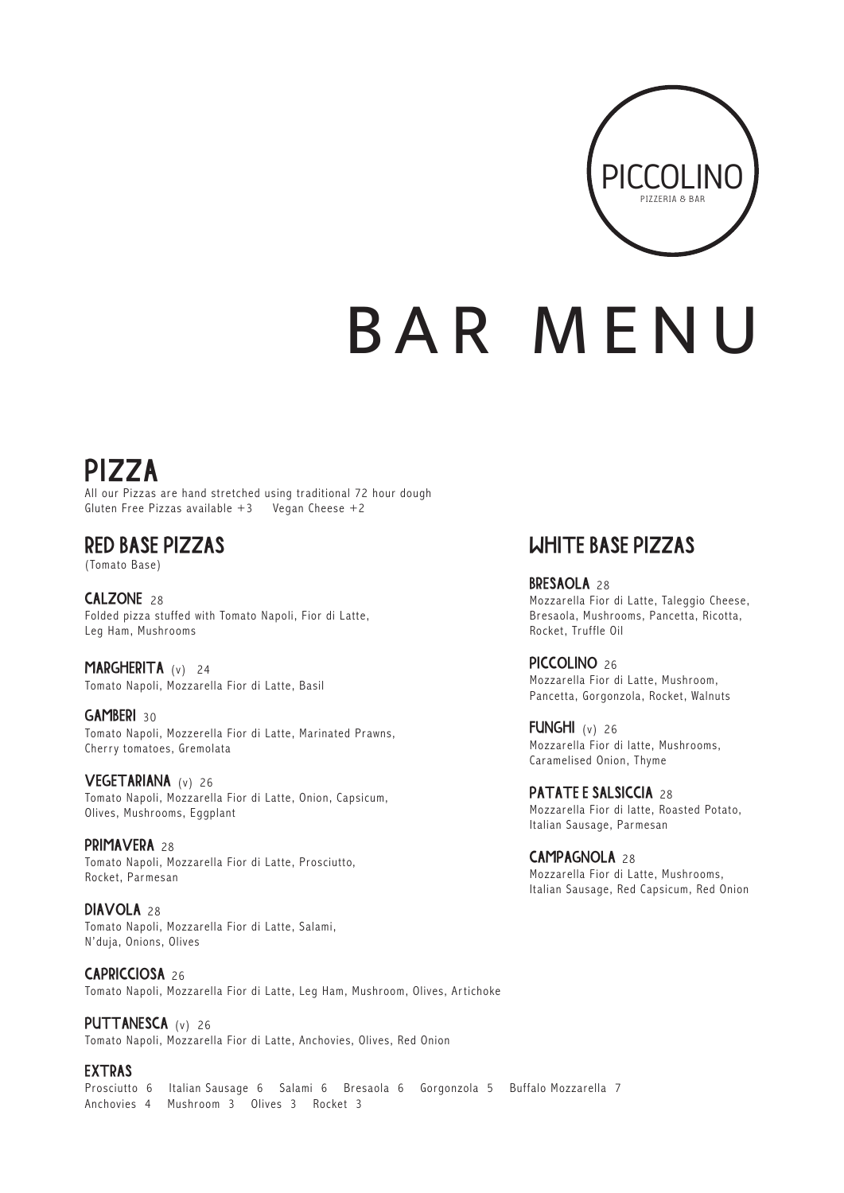PICCOLINO

PIZZERIA & BAR

# BAR MENU

## PIZZA

All our Pizzas are hand stretched using traditional 72 hour dough
Gluten Free Pizzas available +3    Vegan Cheese +2

### RED BASE PIZZAS

(Tomato Base)

**CALZONE** 28
Folded pizza stuffed with Tomato Napoli, Fior di Latte, Leg Ham, Mushrooms

**MARGHERITA** (v) 24
Tomato Napoli, Mozzarella Fior di Latte, Basil

**GAMBERI** 30
Tomato Napoli, Mozzerella Fior di Latte, Marinated Prawns, Cherry tomatoes, Gremolata

**VEGETARIANA** (v) 26
Tomato Napoli, Mozzarella Fior di Latte, Onion, Capsicum, Olives, Mushrooms, Eggplant

**PRIMAVERA** 28
Tomato Napoli, Mozzarella Fior di Latte, Prosciutto, Rocket, Parmesan

**DIAVOLA** 28
Tomato Napoli, Mozzarella Fior di Latte, Salami, N'duja, Onions, Olives

**CAPRICCIOSA** 26
Tomato Napoli, Mozzarella Fior di Latte, Leg Ham, Mushroom, Olives, Artichoke

**PUTTANESCA** (v) 26
Tomato Napoli, Mozzarella Fior di Latte, Anchovies, Olives, Red Onion

### WHITE BASE PIZZAS

**BRESAOLA** 28
Mozzarella Fior di Latte, Taleggio Cheese, Bresaola, Mushrooms, Pancetta, Ricotta, Rocket, Truffle Oil

**PICCOLINO** 26
Mozzarella Fior di Latte, Mushroom, Pancetta, Gorgonzola, Rocket, Walnuts

**FUNGHI** (v) 26
Mozzarella Fior di latte, Mushrooms, Caramelised Onion, Thyme

**PATATE E SALSICCIA** 28
Mozzarella Fior di latte, Roasted Potato, Italian Sausage, Parmesan

**CAMPAGNOLA** 28
Mozzarella Fior di Latte, Mushrooms, Italian Sausage, Red Capsicum, Red Onion

### EXTRAS

Prosciutto 6    Italian Sausage 6    Salami 6    Bresaola 6    Gorgonzola 5    Buffalo Mozzarella 7
Anchovies 4    Mushroom 3    Olives 3    Rocket 3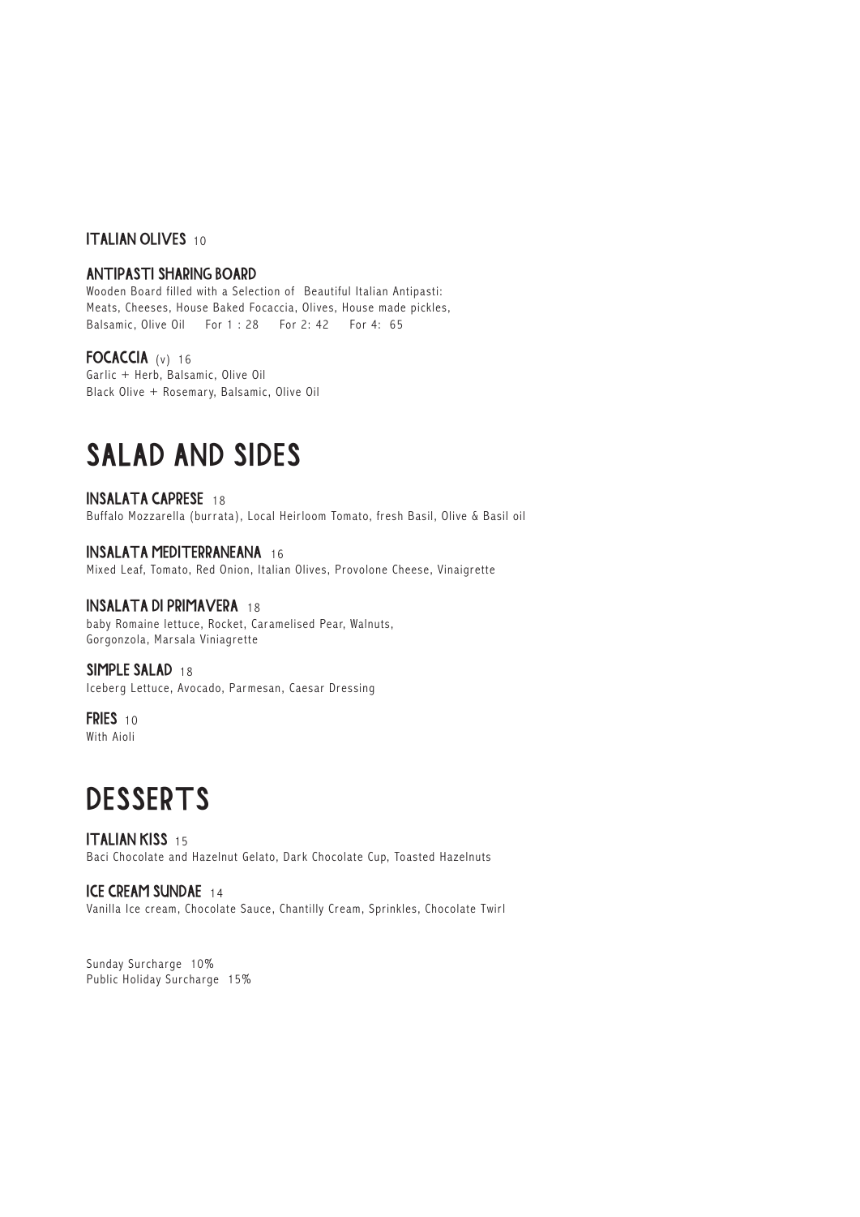### ITALIAN OLIVES 10

### ANTIPASTI SHARING BOARD

Wooden Board filled with a Selection of Beautiful Italian Antipasti:
Meats, Cheeses, House Baked Focaccia, Olives, House made pickles,
Balsamic, Olive Oil For 1 : 28 For 2: 42 For 4: 65

### FOCACCIA (v) 16

Garlic + Herb, Balsamic, Olive Oil
Black Olive + Rosemary, Balsamic, Olive Oil

## SALAD AND SIDES

### INSALATA CAPRESE 18

Buffalo Mozzarella (burrata), Local Heirloom Tomato, fresh Basil, Olive & Basil oil

### INSALATA MEDITERRANEANA 16

Mixed Leaf, Tomato, Red Onion, Italian Olives, Provolone Cheese, Vinaigrette

### INSALATA DI PRIMAVERA 18

baby Romaine lettuce, Rocket, Caramelised Pear, Walnuts,
Gorgonzola, Marsala Viniagrette

### SIMPLE SALAD 18

Iceberg Lettuce, Avocado, Parmesan, Caesar Dressing

### FRIES 10

With Aioli

## DESSERTS

### ITALIAN KISS 15

Baci Chocolate and Hazelnut Gelato, Dark Chocolate Cup, Toasted Hazelnuts

### ICE CREAM SUNDAE 14

Vanilla Ice cream, Chocolate Sauce, Chantilly Cream, Sprinkles, Chocolate Twirl

Sunday Surcharge 10%
Public Holiday Surcharge 15%